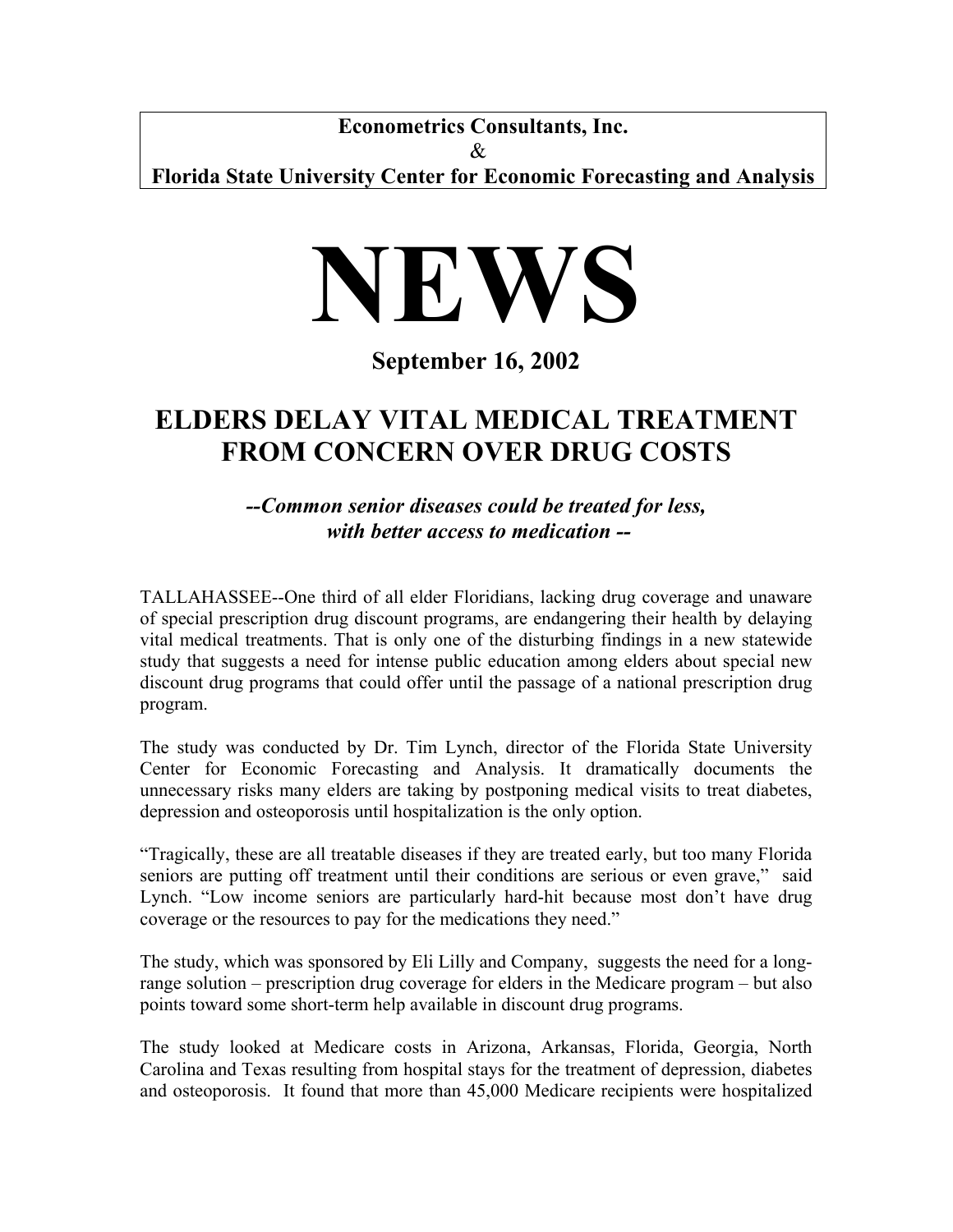**Econometrics Consultants, Inc.**
&
**Florida State University Center for Economic Forecasting and Analysis**

# NEWS

**September 16, 2002**

## ELDERS DELAY VITAL MEDICAL TREATMENT FROM CONCERN OVER DRUG COSTS

***--Common senior diseases could be treated for less, with better access to medication --***

TALLAHASSEE--One third of all elder Floridians, lacking drug coverage and unaware of special prescription drug discount programs, are endangering their health by delaying vital medical treatments. That is only one of the disturbing findings in a new statewide study that suggests a need for intense public education among elders about special new discount drug programs that could offer until the passage of a national prescription drug program.

The study was conducted by Dr. Tim Lynch, director of the Florida State University Center for Economic Forecasting and Analysis. It dramatically documents the unnecessary risks many elders are taking by postponing medical visits to treat diabetes, depression and osteoporosis until hospitalization is the only option.

"Tragically, these are all treatable diseases if they are treated early, but too many Florida seniors are putting off treatment until their conditions are serious or even grave," said Lynch. "Low income seniors are particularly hard-hit because most don't have drug coverage or the resources to pay for the medications they need."

The study, which was sponsored by Eli Lilly and Company, suggests the need for a long-range solution – prescription drug coverage for elders in the Medicare program – but also points toward some short-term help available in discount drug programs.

The study looked at Medicare costs in Arizona, Arkansas, Florida, Georgia, North Carolina and Texas resulting from hospital stays for the treatment of depression, diabetes and osteoporosis. It found that more than 45,000 Medicare recipients were hospitalized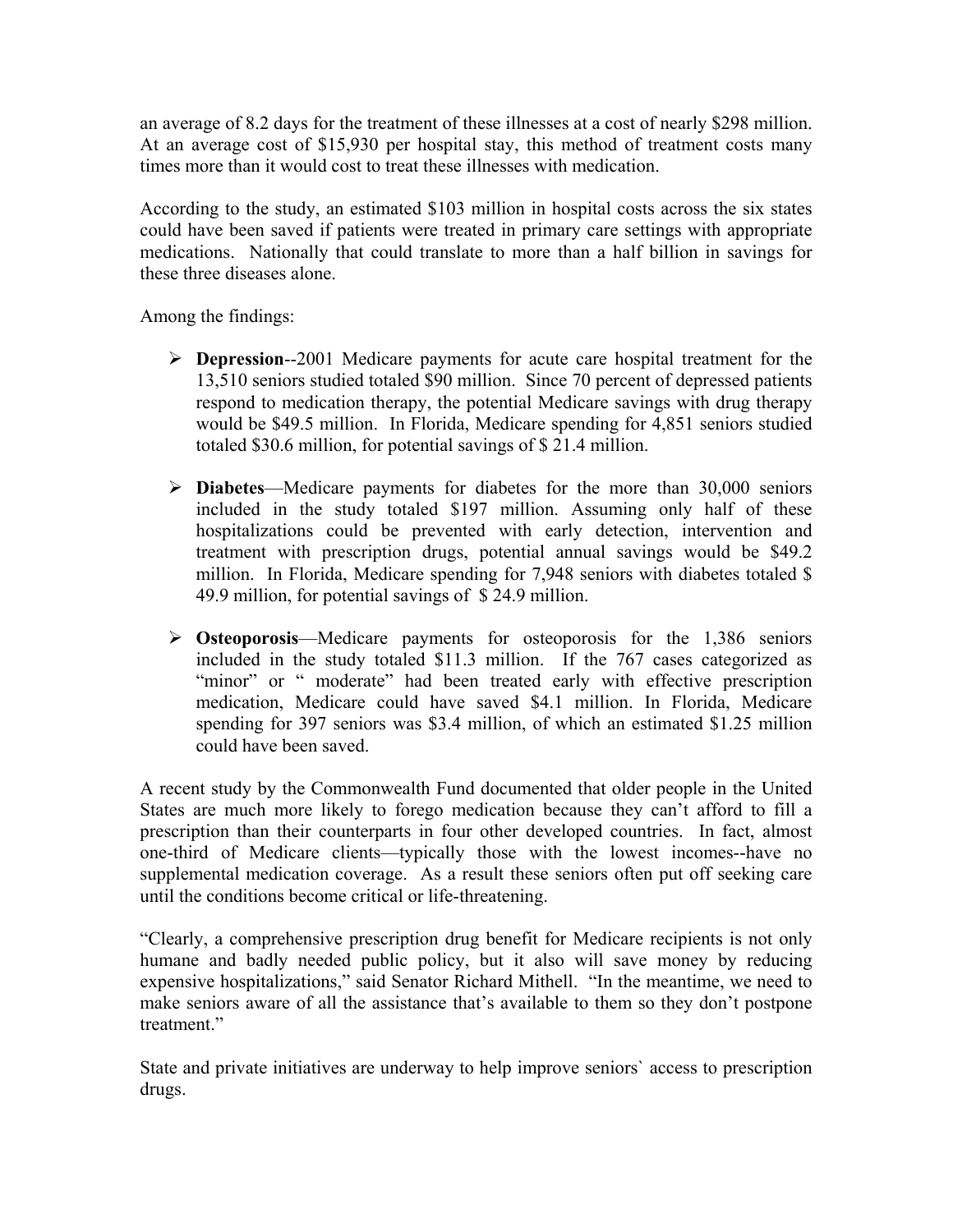an average of 8.2 days for the treatment of these illnesses at a cost of nearly $298 million. At an average cost of $15,930 per hospital stay, this method of treatment costs many times more than it would cost to treat these illnesses with medication.

According to the study, an estimated $103 million in hospital costs across the six states could have been saved if patients were treated in primary care settings with appropriate medications. Nationally that could translate to more than a half billion in savings for these three diseases alone.

Among the findings:

- **Depression**--2001 Medicare payments for acute care hospital treatment for the 13,510 seniors studied totaled $90 million. Since 70 percent of depressed patients respond to medication therapy, the potential Medicare savings with drug therapy would be $49.5 million. In Florida, Medicare spending for 4,851 seniors studied totaled $30.6 million, for potential savings of $ 21.4 million.

- **Diabetes**—Medicare payments for diabetes for the more than 30,000 seniors included in the study totaled $197 million. Assuming only half of these hospitalizations could be prevented with early detection, intervention and treatment with prescription drugs, potential annual savings would be $49.2 million. In Florida, Medicare spending for 7,948 seniors with diabetes totaled $ 49.9 million, for potential savings of $ 24.9 million.

- **Osteoporosis**—Medicare payments for osteoporosis for the 1,386 seniors included in the study totaled $11.3 million. If the 767 cases categorized as "minor" or " moderate" had been treated early with effective prescription medication, Medicare could have saved $4.1 million. In Florida, Medicare spending for 397 seniors was $3.4 million, of which an estimated $1.25 million could have been saved.

A recent study by the Commonwealth Fund documented that older people in the United States are much more likely to forego medication because they can't afford to fill a prescription than their counterparts in four other developed countries. In fact, almost one-third of Medicare clients—typically those with the lowest incomes--have no supplemental medication coverage. As a result these seniors often put off seeking care until the conditions become critical or life-threatening.

"Clearly, a comprehensive prescription drug benefit for Medicare recipients is not only humane and badly needed public policy, but it also will save money by reducing expensive hospitalizations," said Senator Richard Mithell. "In the meantime, we need to make seniors aware of all the assistance that's available to them so they don't postpone treatment."

State and private initiatives are underway to help improve seniors` access to prescription drugs.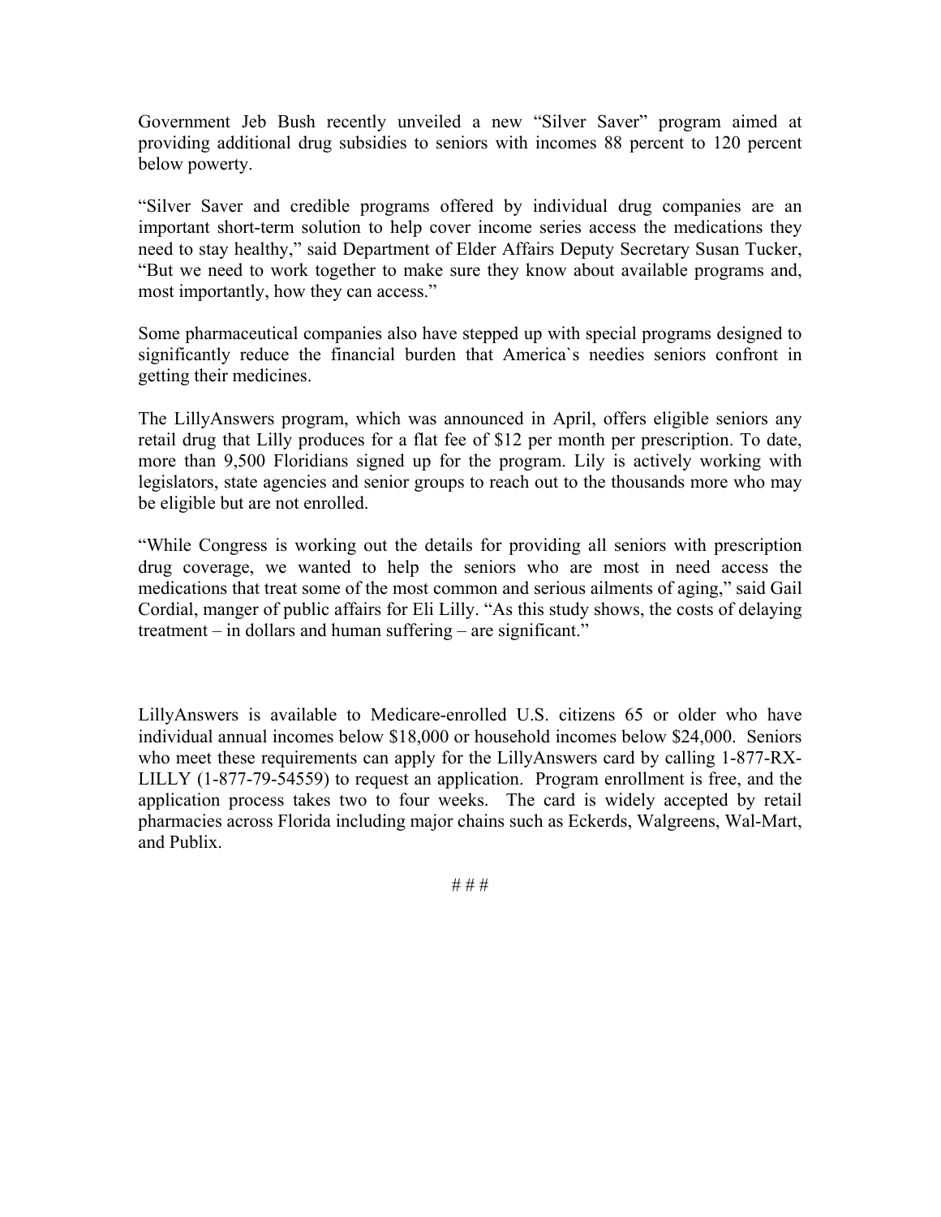Government Jeb Bush recently unveiled a new "Silver Saver" program aimed at providing additional drug subsidies to seniors with incomes 88 percent to 120 percent below powerty.

"Silver Saver and credible programs offered by individual drug companies are an important short-term solution to help cover income series access the medications they need to stay healthy," said Department of Elder Affairs Deputy Secretary Susan Tucker, "But we need to work together to make sure they know about available programs and, most importantly, how they can access."

Some pharmaceutical companies also have stepped up with special programs designed to significantly reduce the financial burden that America`s needies seniors confront in getting their medicines.

The LillyAnswers program, which was announced in April, offers eligible seniors any retail drug that Lilly produces for a flat fee of $12 per month per prescription. To date, more than 9,500 Floridians signed up for the program. Lily is actively working with legislators, state agencies and senior groups to reach out to the thousands more who may be eligible but are not enrolled.

"While Congress is working out the details for providing all seniors with prescription drug coverage, we wanted to help the seniors who are most in need access the medications that treat some of the most common and serious ailments of aging," said Gail Cordial, manger of public affairs for Eli Lilly. "As this study shows, the costs of delaying treatment – in dollars and human suffering – are significant."

LillyAnswers is available to Medicare-enrolled U.S. citizens 65 or older who have individual annual incomes below $18,000 or household incomes below $24,000. Seniors who meet these requirements can apply for the LillyAnswers card by calling 1-877-RX-LILLY (1-877-79-54559) to request an application. Program enrollment is free, and the application process takes two to four weeks. The card is widely accepted by retail pharmacies across Florida including major chains such as Eckerds, Walgreens, Wal-Mart, and Publix.

# # #